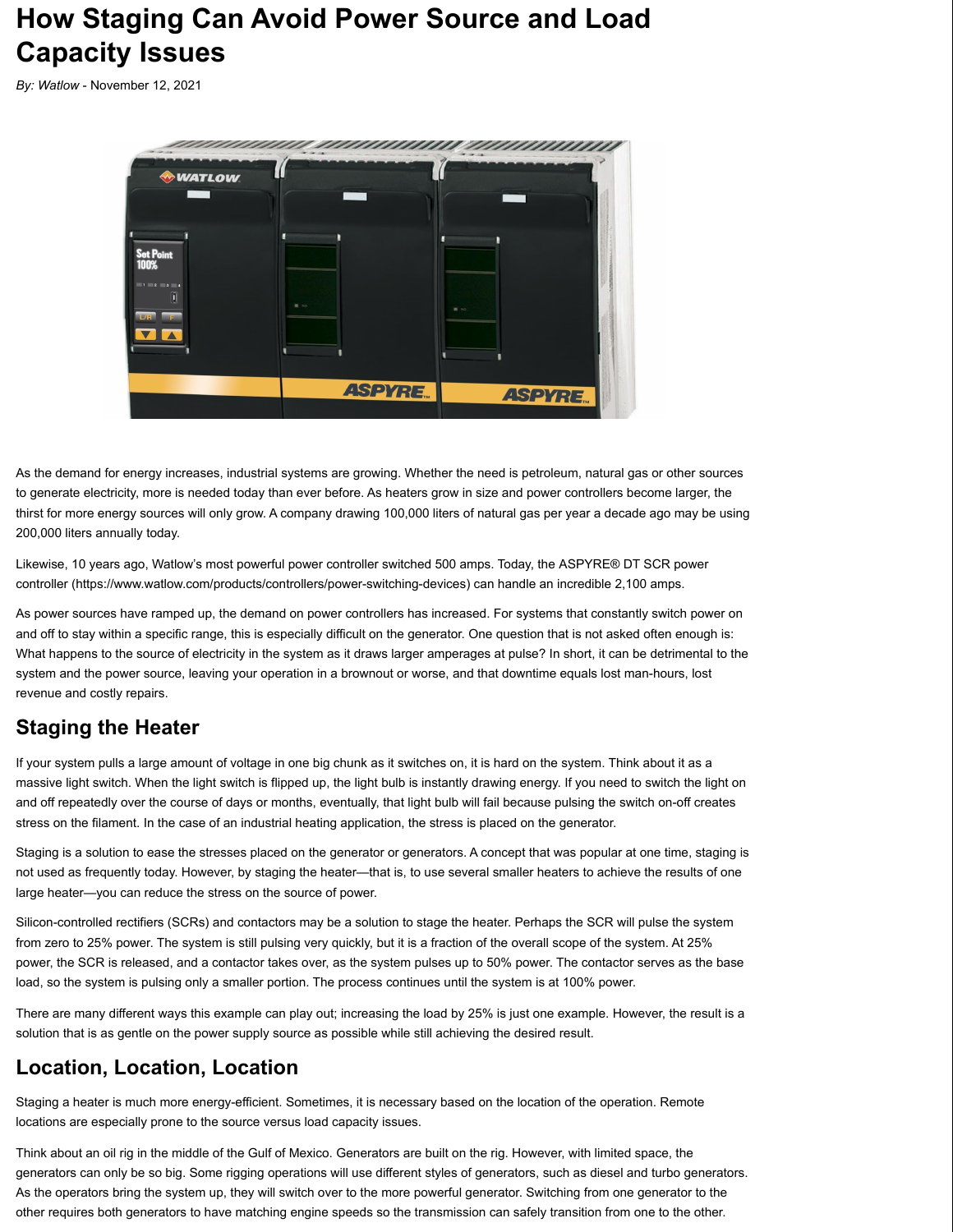# How Staging Can Avoid Power Source and Load Capacity Issues

*By: Watlow* - November 12, 2021

As the demand for energy increases, industrial systems are growing. Whether the need is petroleum, natural gas or other sources to generate electricity, more is needed today than ever before. As heaters grow in size and power controllers become larger, the thirst for more energy sources will only grow. A company drawing 100,000 liters of natural gas per year a decade ago may be using 200,000 liters annually today.

Likewise, 10 years ago, Watlow's most powerful power controller switched 500 amps. Today, the ASPYRE® DT SCR power controller (https://www.watlow.com/products/controllers/power-switching-devices) can handle an incredible 2,100 amps.

As power sources have ramped up, the demand on power controllers has increased. For systems that constantly switch power on and off to stay within a specific range, this is especially difficult on the generator. One question that is not asked often enough is: What happens to the source of electricity in the system as it draws larger amperages at pulse? In short, it can be detrimental to the system and the power source, leaving your operation in a brownout or worse, and that downtime equals lost man-hours, lost revenue and costly repairs.

## Staging the Heater

If your system pulls a large amount of voltage in one big chunk as it switches on, it is hard on the system. Think about it as a massive light switch. When the light switch is flipped up, the light bulb is instantly drawing energy. If you need to switch the light on and off repeatedly over the course of days or months, eventually, that light bulb will fail because pulsing the switch on-off creates stress on the filament. In the case of an industrial heating application, the stress is placed on the generator.

Staging is a solution to ease the stresses placed on the generator or generators. A concept that was popular at one time, staging is not used as frequently today. However, by staging the heater—that is, to use several smaller heaters to achieve the results of one large heater—you can reduce the stress on the source of power.

Silicon-controlled rectifiers (SCRs) and contactors may be a solution to stage the heater. Perhaps the SCR will pulse the system from zero to 25% power. The system is still pulsing very quickly, but it is a fraction of the overall scope of the system. At 25% power, the SCR is released, and a contactor takes over, as the system pulses up to 50% power. The contactor serves as the base load, so the system is pulsing only a smaller portion. The process continues until the system is at 100% power.

There are many different ways this example can play out; increasing the load by 25% is just one example. However, the result is a solution that is as gentle on the power supply source as possible while still achieving the desired result.

## Location, Location, Location

Staging a heater is much more energy-efficient. Sometimes, it is necessary based on the location of the operation. Remote locations are especially prone to the source versus load capacity issues.

Think about an oil rig in the middle of the Gulf of Mexico. Generators are built on the rig. However, with limited space, the generators can only be so big. Some rigging operations will use different styles of generators, such as diesel and turbo generators. As the operators bring the system up, they will switch over to the more powerful generator. Switching from one generator to the other requires both generators to have matching engine speeds so the transmission can safely transition from one to the other.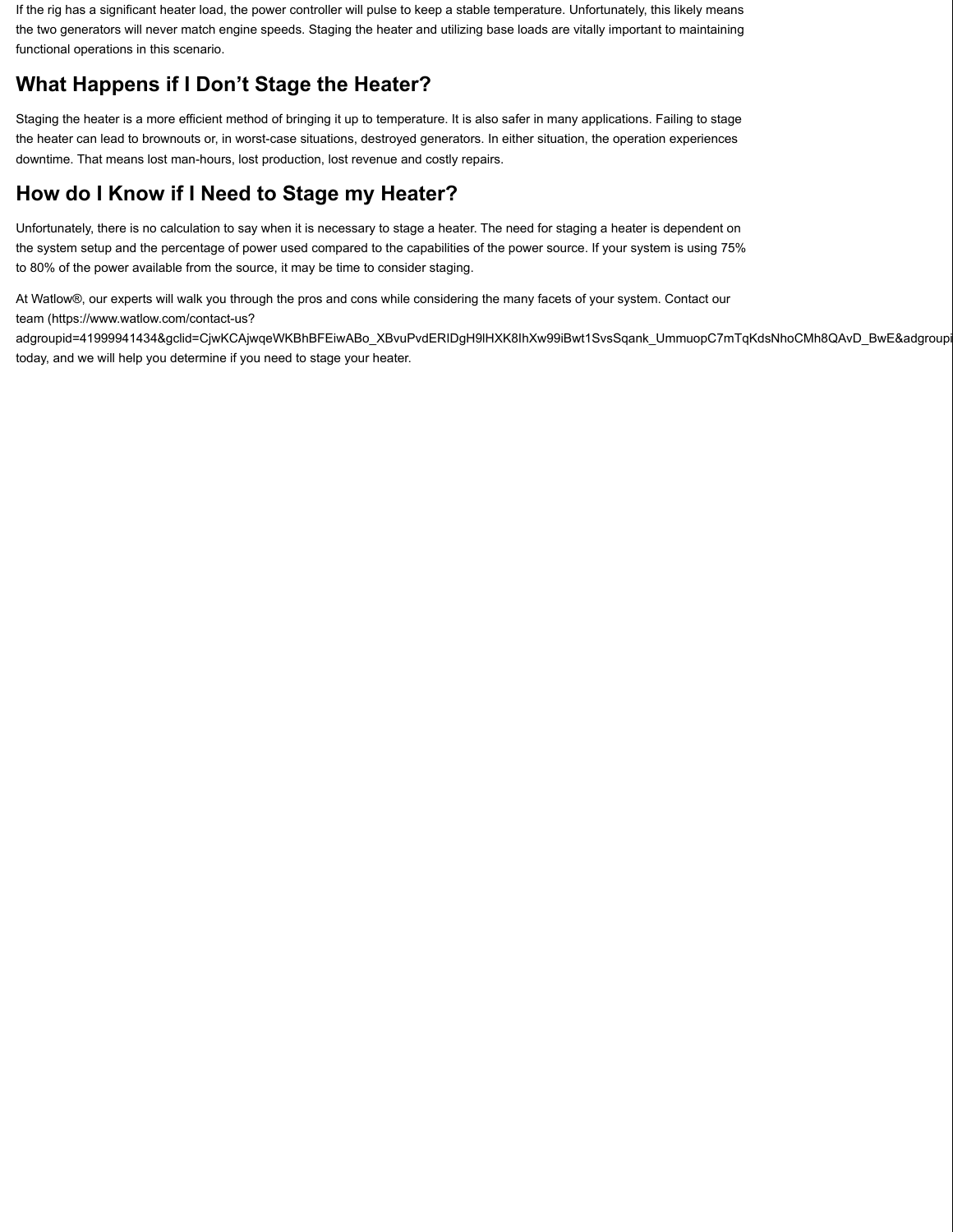If the rig has a significant heater load, the power controller will pulse to keep a stable temperature. Unfortunately, this likely means the two generators will never match engine speeds. Staging the heater and utilizing base loads are vitally important to maintaining functional operations in this scenario.

## What Happens if I Don't Stage the Heater?

Staging the heater is a more efficient method of bringing it up to temperature. It is also safer in many applications. Failing to stage the heater can lead to brownouts or, in worst-case situations, destroyed generators. In either situation, the operation experiences downtime. That means lost man-hours, lost production, lost revenue and costly repairs.

## How do I Know if I Need to Stage my Heater?

Unfortunately, there is no calculation to say when it is necessary to stage a heater. The need for staging a heater is dependent on the system setup and the percentage of power used compared to the capabilities of the power source. If your system is using 75% to 80% of the power available from the source, it may be time to consider staging.

At Watlow®, our experts will walk you through the pros and cons while considering the many facets of your system. Contact our team (https://www.watlow.com/contact-us?adgroupid=41999941434&gclid=CjwKCAjwqeWKBhBFEiwABo_XBvuPvdERIDgH9lHXK8IhXw99iBwt1SvsSqank_UmmuopC7mTqKdsNhoCMh8QAvD_BwE&adgroupi today, and we will help you determine if you need to stage your heater.